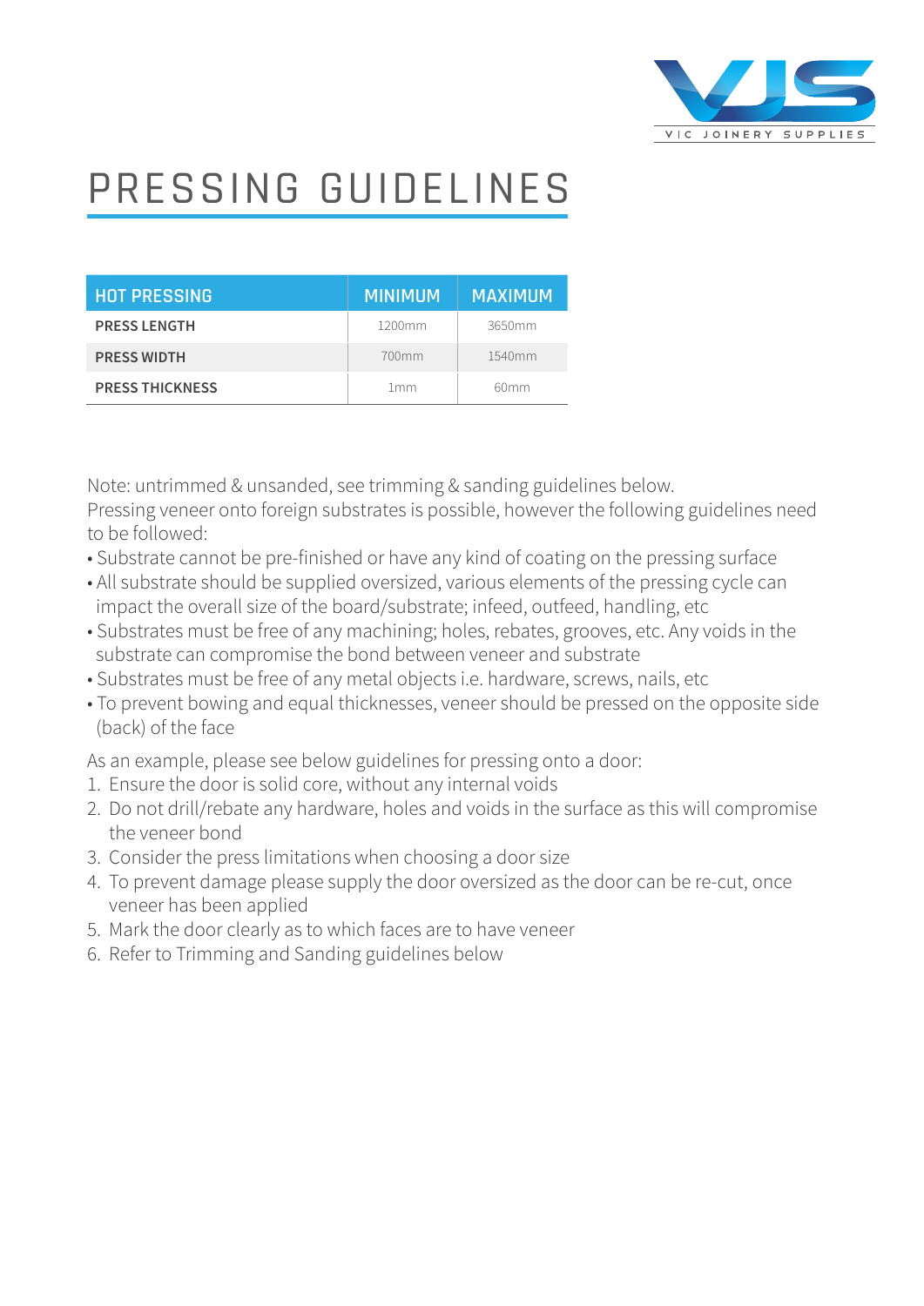# PRESSING GUIDELINES

| HOT PRESSING | MINIMUM | MAXIMUM |
| --- | --- | --- |
| PRESS LENGTH | 1200mm | 3650mm |
| PRESS WIDTH | 700mm | 1540mm |
| PRESS THICKNESS | 1mm | 60mm |

Note: untrimmed & unsanded, see trimming & sanding guidelines below.
Pressing veneer onto foreign substrates is possible, however the following guidelines need to be followed:

- Substrate cannot be pre-finished or have any kind of coating on the pressing surface
- All substrate should be supplied oversized, various elements of the pressing cycle can impact the overall size of the board/substrate; infeed, outfeed, handling, etc
- Substrates must be free of any machining; holes, rebates, grooves, etc. Any voids in the substrate can compromise the bond between veneer and substrate
- Substrates must be free of any metal objects i.e. hardware, screws, nails, etc
- To prevent bowing and equal thicknesses, veneer should be pressed on the opposite side (back) of the face

As an example, please see below guidelines for pressing onto a door:

1. Ensure the door is solid core, without any internal voids
2. Do not drill/rebate any hardware, holes and voids in the surface as this will compromise the veneer bond
3. Consider the press limitations when choosing a door size
4. To prevent damage please supply the door oversized as the door can be re-cut, once veneer has been applied
5. Mark the door clearly as to which faces are to have veneer
6. Refer to Trimming and Sanding guidelines below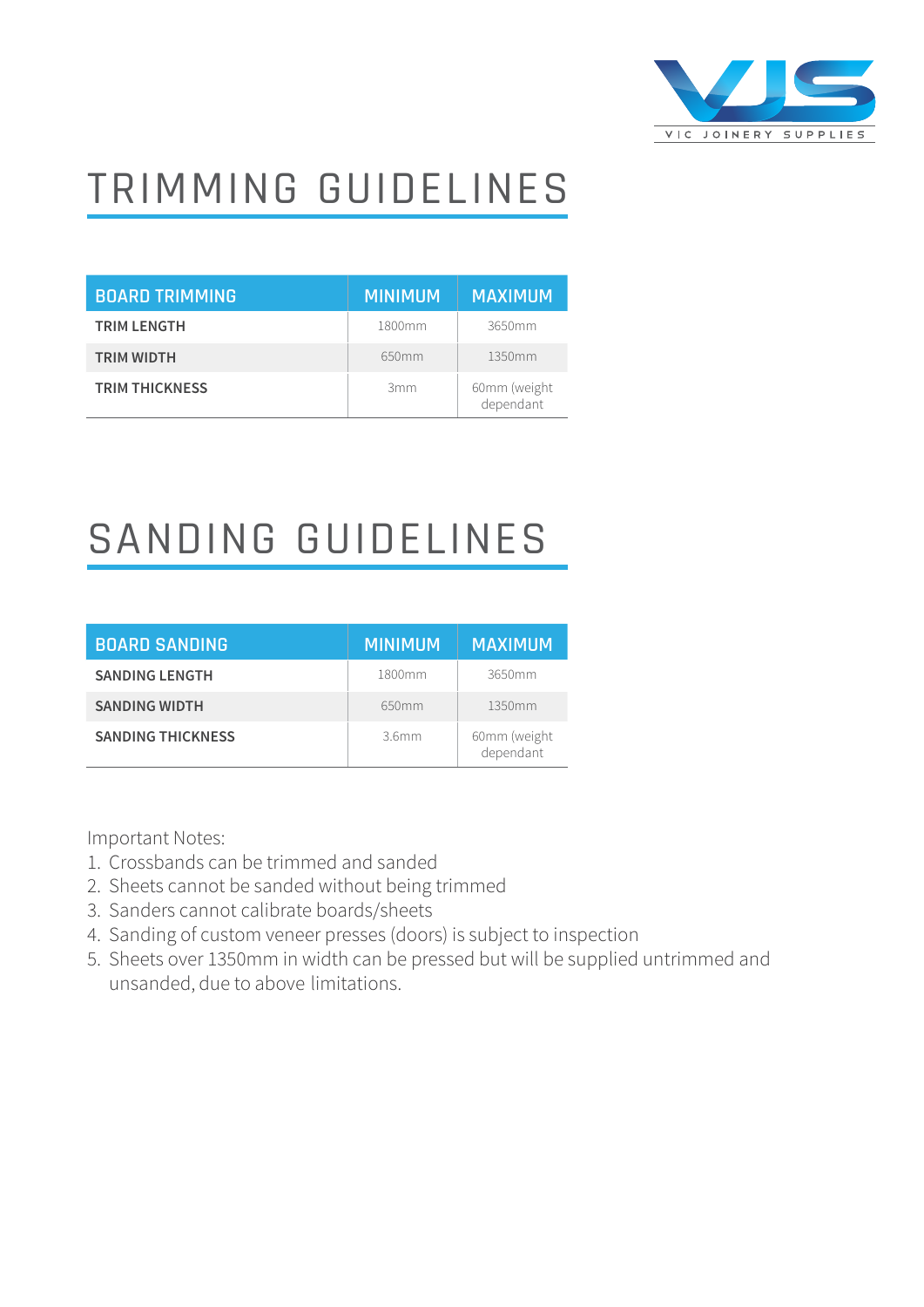# TRIMMING GUIDELINES

| BOARD TRIMMING | MINIMUM | MAXIMUM |
|---|---|---|
| TRIM LENGTH | 1800mm | 3650mm |
| TRIM WIDTH | 650mm | 1350mm |
| TRIM THICKNESS | 3mm | 60mm (weight dependant |

# SANDING GUIDELINES

| BOARD SANDING | MINIMUM | MAXIMUM |
|---|---|---|
| SANDING LENGTH | 1800mm | 3650mm |
| SANDING WIDTH | 650mm | 1350mm |
| SANDING THICKNESS | 3.6mm | 60mm (weight dependant |

Important Notes:

1. Crossbands can be trimmed and sanded
2. Sheets cannot be sanded without being trimmed
3. Sanders cannot calibrate boards/sheets
4. Sanding of custom veneer presses (doors) is subject to inspection
5. Sheets over 1350mm in width can be pressed but will be supplied untrimmed and unsanded, due to above limitations.